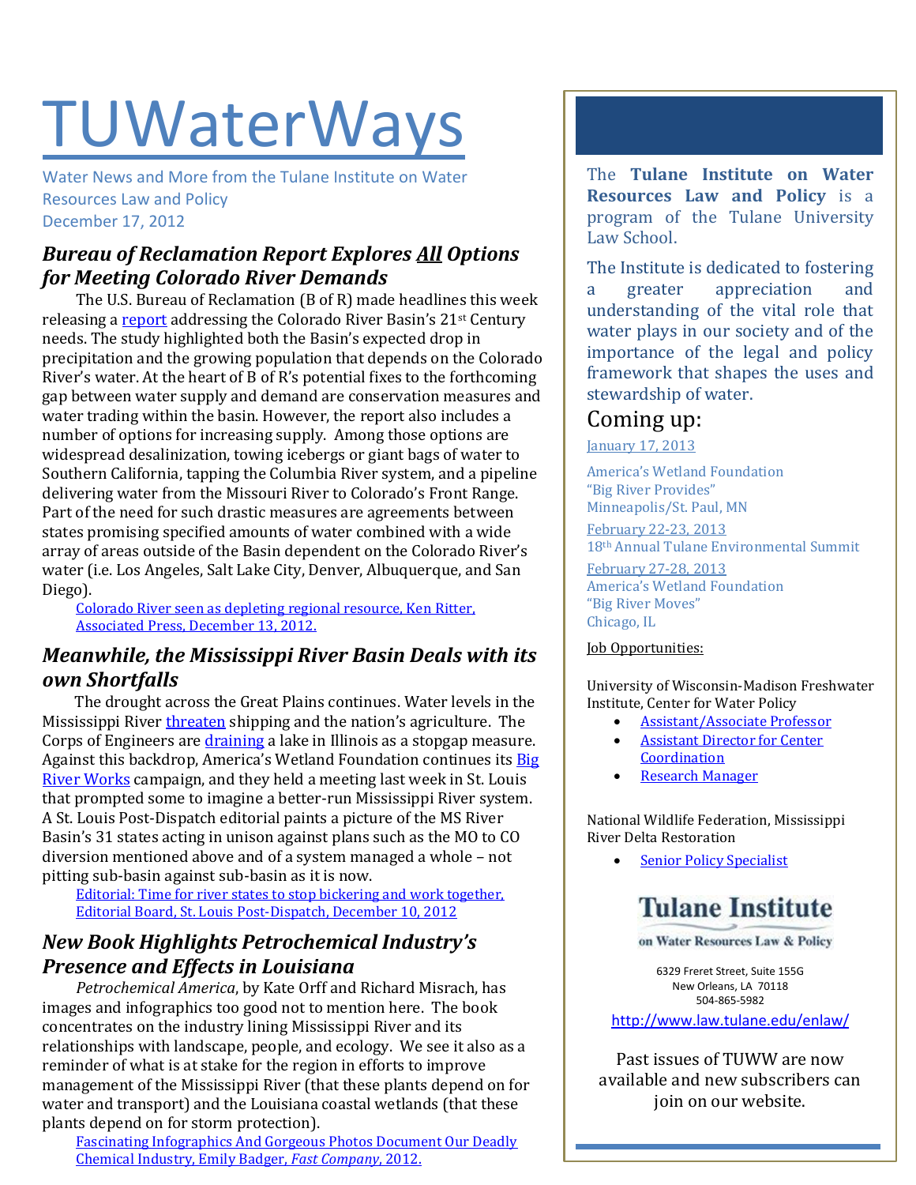# TUWaterWays

Water News and More from the Tulane Institute on Water Resources Law and Policy
December 17, 2012

## *Bureau of Reclamation Report Explores All Options for Meeting Colorado River Demands*

The U.S. Bureau of Reclamation (B of R) made headlines this week releasing a report addressing the Colorado River Basin's 21st Century needs. The study highlighted both the Basin's expected drop in precipitation and the growing population that depends on the Colorado River's water. At the heart of B of R's potential fixes to the forthcoming gap between water supply and demand are conservation measures and water trading within the basin. However, the report also includes a number of options for increasing supply. Among those options are widespread desalinization, towing icebergs or giant bags of water to Southern California, tapping the Columbia River system, and a pipeline delivering water from the Missouri River to Colorado's Front Range. Part of the need for such drastic measures are agreements between states promising specified amounts of water combined with a wide array of areas outside of the Basin dependent on the Colorado River's water (i.e. Los Angeles, Salt Lake City, Denver, Albuquerque, and San Diego).

Colorado River seen as depleting regional resource, Ken Ritter, Associated Press, December 13, 2012.

## *Meanwhile, the Mississippi River Basin Deals with its own Shortfalls*

The drought across the Great Plains continues. Water levels in the Mississippi River threaten shipping and the nation's agriculture. The Corps of Engineers are draining a lake in Illinois as a stopgap measure. Against this backdrop, America's Wetland Foundation continues its Big River Works campaign, and they held a meeting last week in St. Louis that prompted some to imagine a better-run Mississippi River system. A St. Louis Post-Dispatch editorial paints a picture of the MS River Basin's 31 states acting in unison against plans such as the MO to CO diversion mentioned above and of a system managed a whole – not pitting sub-basin against sub-basin as it is now.

Editorial: Time for river states to stop bickering and work together, Editorial Board, St. Louis Post-Dispatch, December 10, 2012

## *New Book Highlights Petrochemical Industry's Presence and Effects in Louisiana*

*Petrochemical America*, by Kate Orff and Richard Misrach, has images and infographics too good not to mention here. The book concentrates on the industry lining Mississippi River and its relationships with landscape, people, and ecology. We see it also as a reminder of what is at stake for the region in efforts to improve management of the Mississippi River (that these plants depend on for water and transport) and the Louisiana coastal wetlands (that these plants depend on for storm protection).

Fascinating Infographics And Gorgeous Photos Document Our Deadly Chemical Industry, Emily Badger, *Fast Company*, 2012.

---

The **Tulane Institute on Water Resources Law and Policy** is a program of the Tulane University Law School.

The Institute is dedicated to fostering a greater appreciation and understanding of the vital role that water plays in our society and of the importance of the legal and policy framework that shapes the uses and stewardship of water.

## Coming up:

January 17, 2013
America's Wetland Foundation
"Big River Provides"
Minneapolis/St. Paul, MN

February 22-23, 2013
18th Annual Tulane Environmental Summit

February 27-28, 2013
America's Wetland Foundation
"Big River Moves"
Chicago, IL

Job Opportunities:

University of Wisconsin-Madison Freshwater Institute, Center for Water Policy

- Assistant/Associate Professor
- Assistant Director for Center Coordination
- Research Manager

National Wildlife Federation, Mississippi River Delta Restoration

- Senior Policy Specialist

**Tulane Institute on Water Resources Law & Policy**

6329 Freret Street, Suite 155G
New Orleans, LA 70118
504-865-5982

http://www.law.tulane.edu/enlaw/

Past issues of TUWW are now available and new subscribers can join on our website.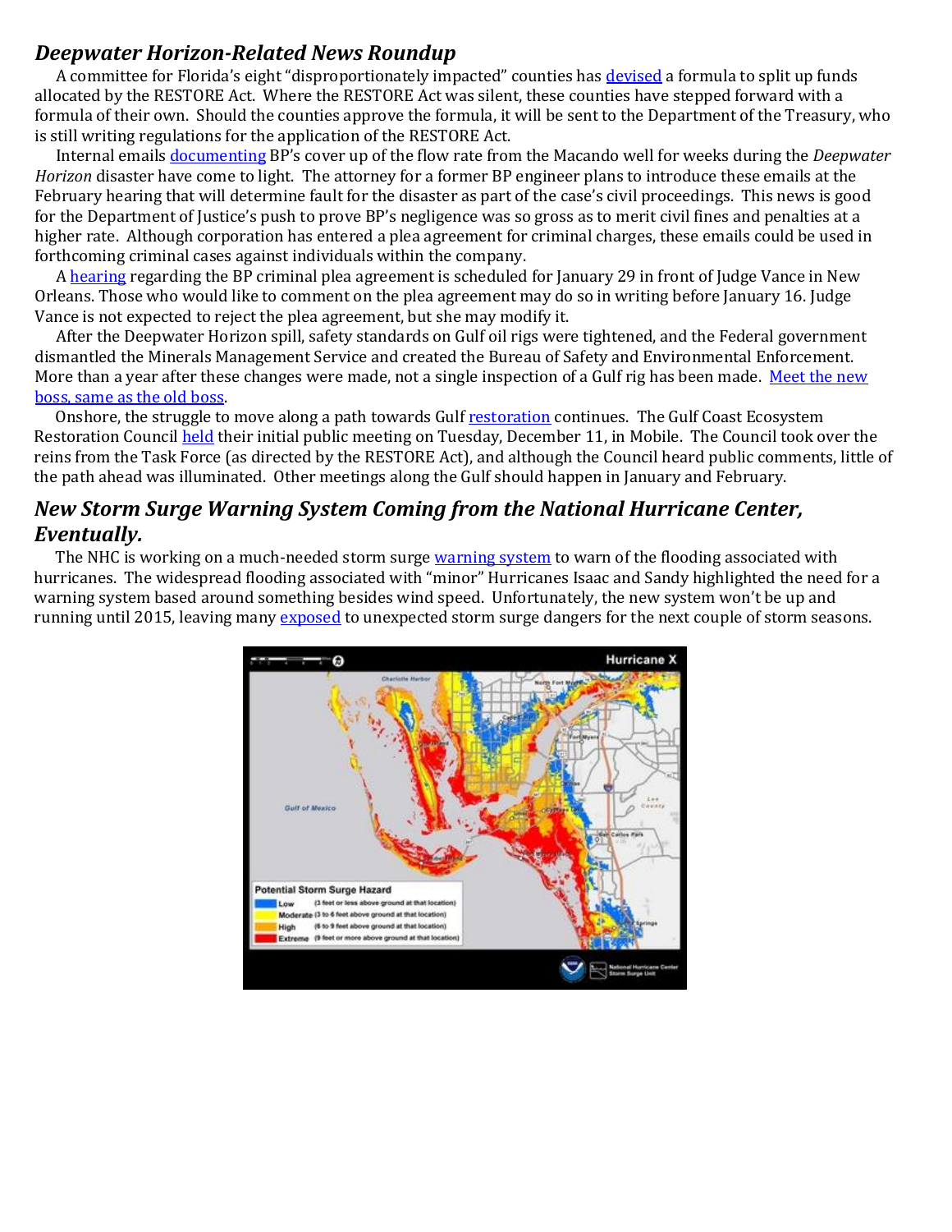## *Deepwater Horizon-Related News Roundup*

A committee for Florida's eight "disproportionately impacted" counties has devised a formula to split up funds allocated by the RESTORE Act. Where the RESTORE Act was silent, these counties have stepped forward with a formula of their own. Should the counties approve the formula, it will be sent to the Department of the Treasury, who is still writing regulations for the application of the RESTORE Act.

Internal emails documenting BP's cover up of the flow rate from the Macando well for weeks during the *Deepwater Horizon* disaster have come to light. The attorney for a former BP engineer plans to introduce these emails at the February hearing that will determine fault for the disaster as part of the case's civil proceedings. This news is good for the Department of Justice's push to prove BP's negligence was so gross as to merit civil fines and penalties at a higher rate. Although corporation has entered a plea agreement for criminal charges, these emails could be used in forthcoming criminal cases against individuals within the company.

A hearing regarding the BP criminal plea agreement is scheduled for January 29 in front of Judge Vance in New Orleans. Those who would like to comment on the plea agreement may do so in writing before January 16. Judge Vance is not expected to reject the plea agreement, but she may modify it.

After the Deepwater Horizon spill, safety standards on Gulf oil rigs were tightened, and the Federal government dismantled the Minerals Management Service and created the Bureau of Safety and Environmental Enforcement. More than a year after these changes were made, not a single inspection of a Gulf rig has been made. Meet the new boss, same as the old boss.

Onshore, the struggle to move along a path towards Gulf restoration continues. The Gulf Coast Ecosystem Restoration Council held their initial public meeting on Tuesday, December 11, in Mobile. The Council took over the reins from the Task Force (as directed by the RESTORE Act), and although the Council heard public comments, little of the path ahead was illuminated. Other meetings along the Gulf should happen in January and February.

## *New Storm Surge Warning System Coming from the National Hurricane Center, Eventually.*

The NHC is working on a much-needed storm surge warning system to warn of the flooding associated with hurricanes. The widespread flooding associated with "minor" Hurricanes Isaac and Sandy highlighted the need for a warning system based around something besides wind speed. Unfortunately, the new system won't be up and running until 2015, leaving many exposed to unexpected storm surge dangers for the next couple of storm seasons.

Hurricane X

Potential Storm Surge Hazard
Low (3 feet or less above ground at that location)
Moderate (3 to 6 feet above ground at that location)
High (6 to 9 feet above ground at that location)
Extreme (9 feet or more above ground at that location)

National Hurricane Center Storm Surge Unit